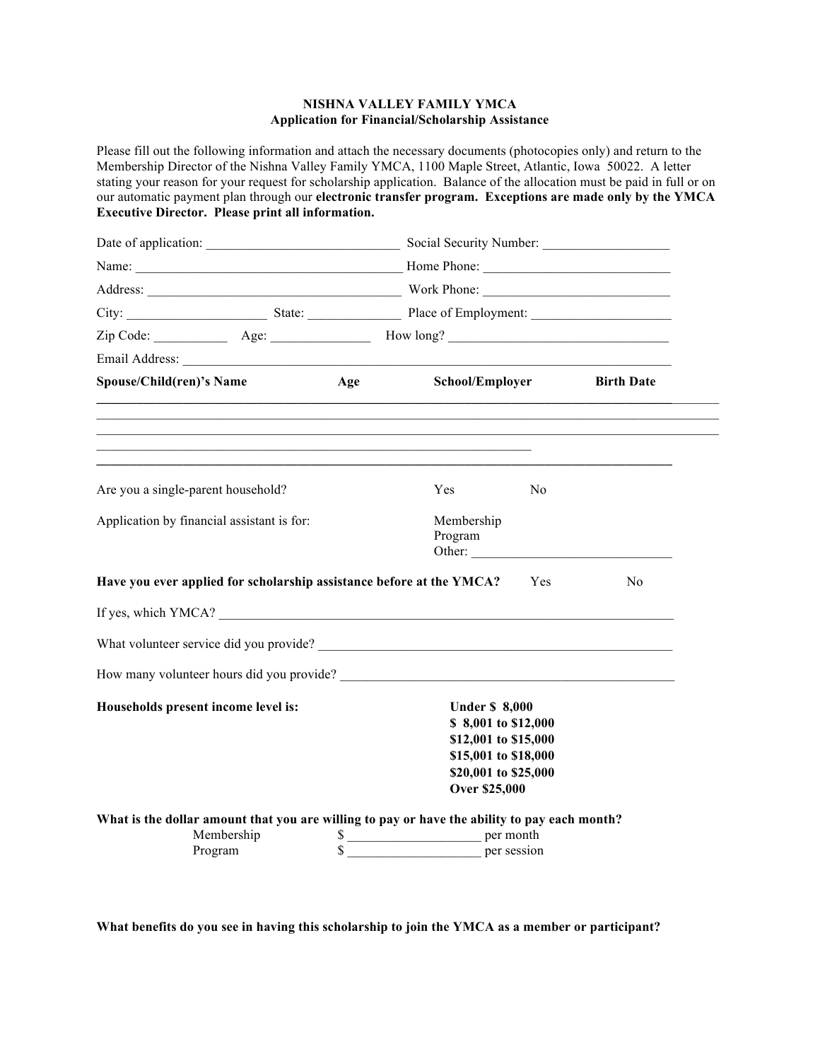**NISHNA VALLEY FAMILY YMCA**
**Application for Financial/Scholarship Assistance**

Please fill out the following information and attach the necessary documents (photocopies only) and return to the Membership Director of the Nishna Valley Family YMCA, 1100 Maple Street, Atlantic, Iowa 50022. A letter stating your reason for your request for scholarship application. Balance of the allocation must be paid in full or on our automatic payment plan through our **electronic transfer program. Exceptions are made only by the YMCA Executive Director. Please print all information.**

Date of application: ____________________________ Social Security Number: ___________________

Name: ________________________________________ Home Phone: ____________________________

Address: ______________________________________ Work Phone: ____________________________

City: _____________________ State: ______________ Place of Employment: _____________________

Zip Code: ___________ Age: _______________ How long? __________________________________

Email Address: ___________________________________________________________________________

| Spouse/Child(ren)'s Name | Age | School/Employer | Birth Date |
|---|---|---|---|
| | | | |
| | | | |
| | | | |
| | | | |
| | | | |

Are you a single-parent household? Yes No

Application by financial assistant is for: Membership
Program
Other: ______________________________

**Have you ever applied for scholarship assistance before at the YMCA?** Yes No

If yes, which YMCA? ________________________________________________________________________

What volunteer service did you provide? ______________________________________________________

How many volunteer hours did you provide? ___________________________________________________

**Households present income level is:**

**Under $ 8,000**
**$ 8,001 to $12,000**
**$12,001 to $15,000**
**$15,001 to $18,000**
**$20,001 to $25,000**
**Over $25,000**

**What is the dollar amount that you are willing to pay or have the ability to pay each month?**

Membership $ ___________________ per month
Program $ ___________________ per session

**What benefits do you see in having this scholarship to join the YMCA as a member or participant?**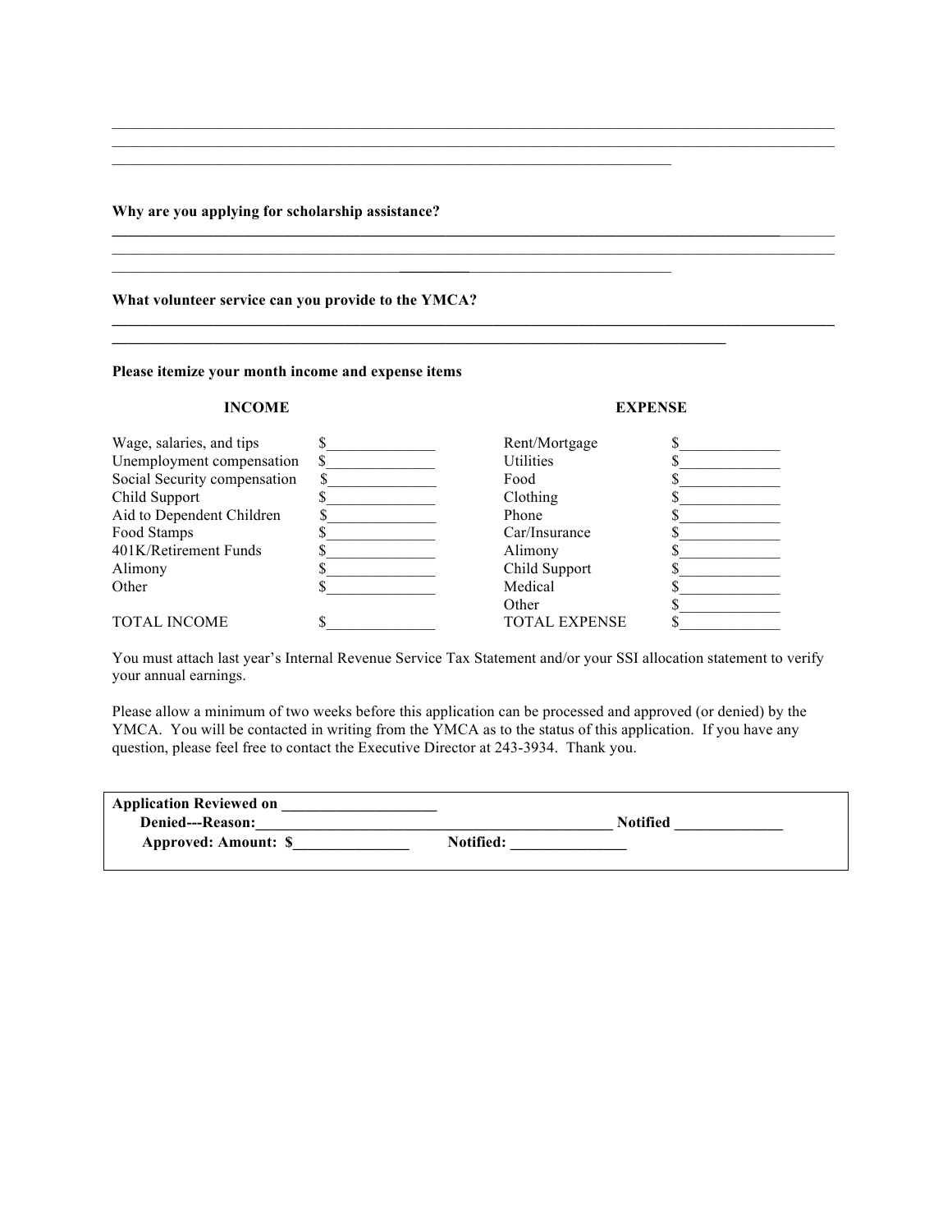______________________________________________________________________________________
______________________________________________________________________________________
__________________________________________________________________

**Why are you applying for scholarship assistance?**

______________________________________________________________________________________
______________________________________________________________________________________
__________________________________________________________________

**What volunteer service can you provide to the YMCA?**

______________________________________________________________________________________
________________________________________________________________________

**Please itemize your month income and expense items**

| **INCOME** | | **EXPENSE** | |
|---|---|---|---|
| Wage, salaries, and tips | $______________ | Rent/Mortgage | $_____________ |
| Unemployment compensation | $______________ | Utilities | $_____________ |
| Social Security compensation | $______________ | Food | $_____________ |
| Child Support | $______________ | Clothing | $_____________ |
| Aid to Dependent Children | $______________ | Phone | $_____________ |
| Food Stamps | $______________ | Car/Insurance | $_____________ |
| 401K/Retirement Funds | $______________ | Alimony | $_____________ |
| Alimony | $______________ | Child Support | $_____________ |
| Other | $______________ | Medical | $_____________ |
| | | Other | $_____________ |
| TOTAL INCOME | $______________ | TOTAL EXPENSE | $_____________ |

You must attach last year's Internal Revenue Service Tax Statement and/or your SSI allocation statement to verify your annual earnings.

Please allow a minimum of two weeks before this application can be processed and approved (or denied) by the YMCA. You will be contacted in writing from the YMCA as to the status of this application. If you have any question, please feel free to contact the Executive Director at 243-3934. Thank you.

**Application Reviewed on ____________________**
**Denied---Reason:______________________________________________ Notified ______________**
**Approved: Amount: $_______________ Notified: _______________**